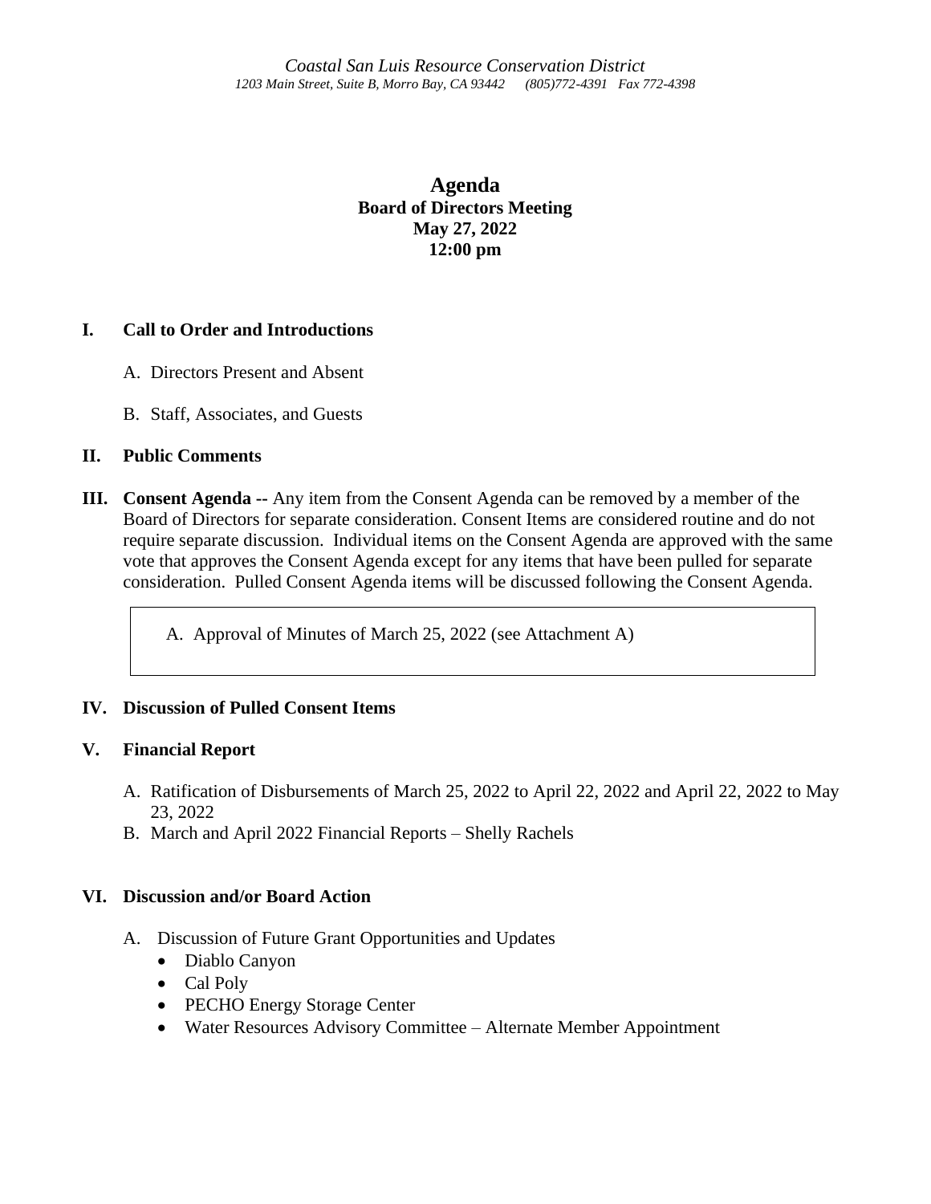*Coastal San Luis Resource Conservation District*
*1203 Main Street, Suite B, Morro Bay, CA 93442 (805)772-4391 Fax 772-4398*

# Agenda

**Board of Directors Meeting**
**May 27, 2022**
**12:00 pm**

## I. Call to Order and Introductions

A. Directors Present and Absent

B. Staff, Associates, and Guests

## II. Public Comments

## III. Consent Agenda

**Consent Agenda --** Any item from the Consent Agenda can be removed by a member of the Board of Directors for separate consideration. Consent Items are considered routine and do not require separate discussion. Individual items on the Consent Agenda are approved with the same vote that approves the Consent Agenda except for any items that have been pulled for separate consideration. Pulled Consent Agenda items will be discussed following the Consent Agenda.

A. Approval of Minutes of March 25, 2022 (see Attachment A)

## IV. Discussion of Pulled Consent Items

## V. Financial Report

A. Ratification of Disbursements of March 25, 2022 to April 22, 2022 and April 22, 2022 to May 23, 2022

B. March and April 2022 Financial Reports – Shelly Rachels

## VI. Discussion and/or Board Action

A. Discussion of Future Grant Opportunities and Updates
- Diablo Canyon
- Cal Poly
- PECHO Energy Storage Center
- Water Resources Advisory Committee – Alternate Member Appointment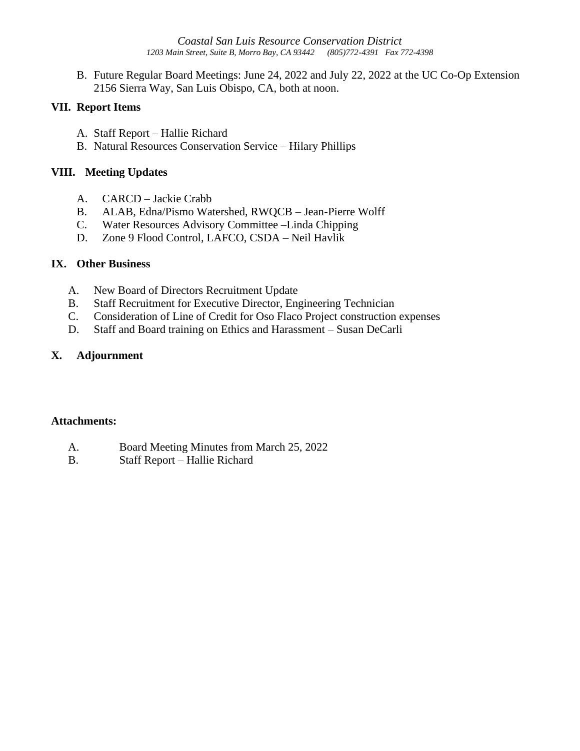B. Future Regular Board Meetings: June 24, 2022 and July 22, 2022 at the UC Co-Op Extension 2156 Sierra Way, San Luis Obispo, CA, both at noon.

## VII. Report Items

A. Staff Report – Hallie Richard
B. Natural Resources Conservation Service – Hilary Phillips

## VIII. Meeting Updates

A. CARCD – Jackie Crabb
B. ALAB, Edna/Pismo Watershed, RWQCB – Jean-Pierre Wolff
C. Water Resources Advisory Committee –Linda Chipping
D. Zone 9 Flood Control, LAFCO, CSDA – Neil Havlik

## IX. Other Business

A. New Board of Directors Recruitment Update
B. Staff Recruitment for Executive Director, Engineering Technician
C. Consideration of Line of Credit for Oso Flaco Project construction expenses
D. Staff and Board training on Ethics and Harassment – Susan DeCarli

## X. Adjournment

**Attachments:**

A. Board Meeting Minutes from March 25, 2022
B. Staff Report – Hallie Richard